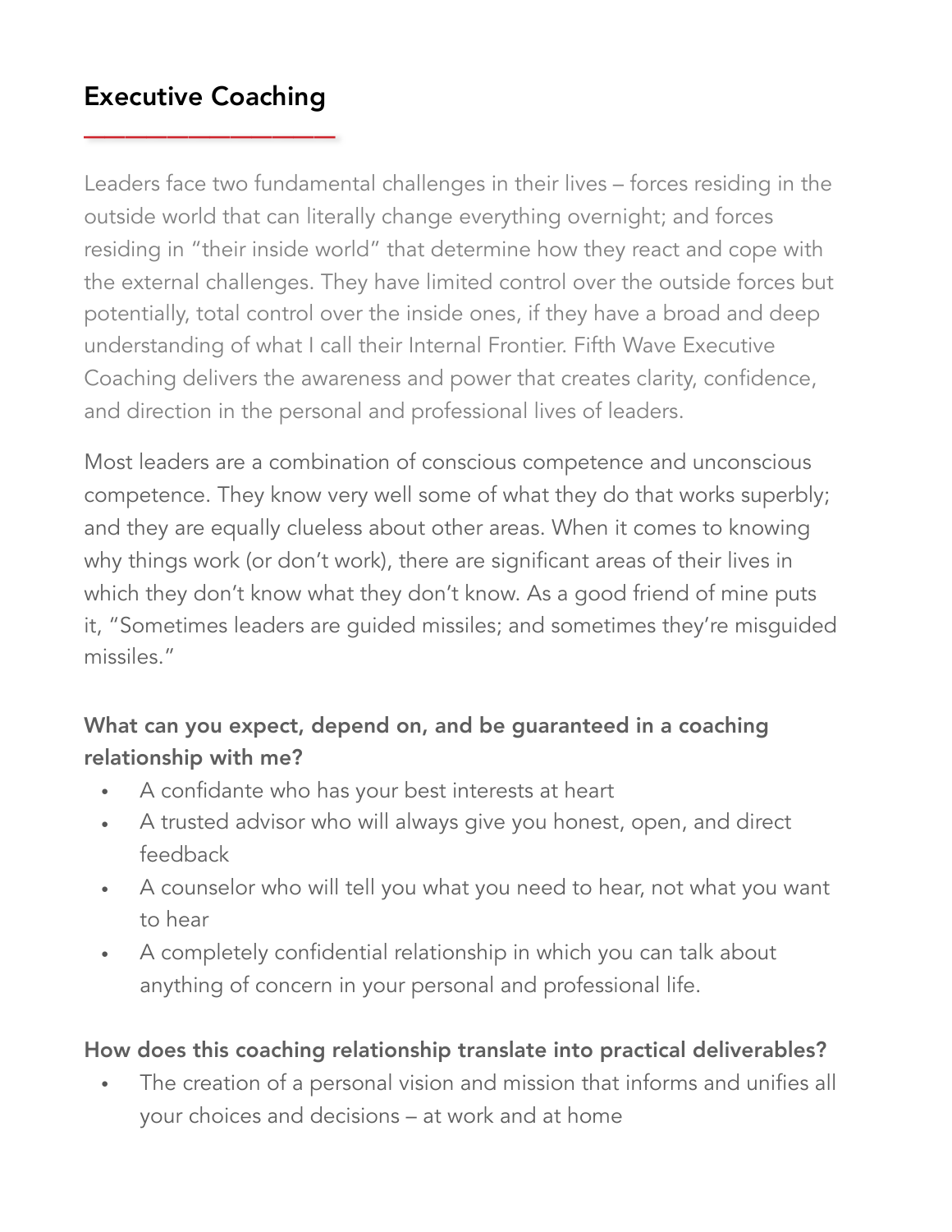# Executive Coaching

Leaders face two fundamental challenges in their lives – forces residing in the outside world that can literally change everything overnight; and forces residing in "their inside world" that determine how they react and cope with the external challenges. They have limited control over the outside forces but potentially, total control over the inside ones, if they have a broad and deep understanding of what I call their Internal Frontier. Fifth Wave Executive Coaching delivers the awareness and power that creates clarity, confidence, and direction in the personal and professional lives of leaders.

Most leaders are a combination of conscious competence and unconscious competence. They know very well some of what they do that works superbly; and they are equally clueless about other areas. When it comes to knowing why things work (or don't work), there are significant areas of their lives in which they don't know what they don't know. As a good friend of mine puts it, "Sometimes leaders are guided missiles; and sometimes they're misguided missiles."

### What can you expect, depend on, and be guaranteed in a coaching relationship with me?

- A confidante who has your best interests at heart
- A trusted advisor who will always give you honest, open, and direct feedback
- A counselor who will tell you what you need to hear, not what you want to hear
- A completely confidential relationship in which you can talk about anything of concern in your personal and professional life.

### How does this coaching relationship translate into practical deliverables?

- The creation of a personal vision and mission that informs and unifies all your choices and decisions – at work and at home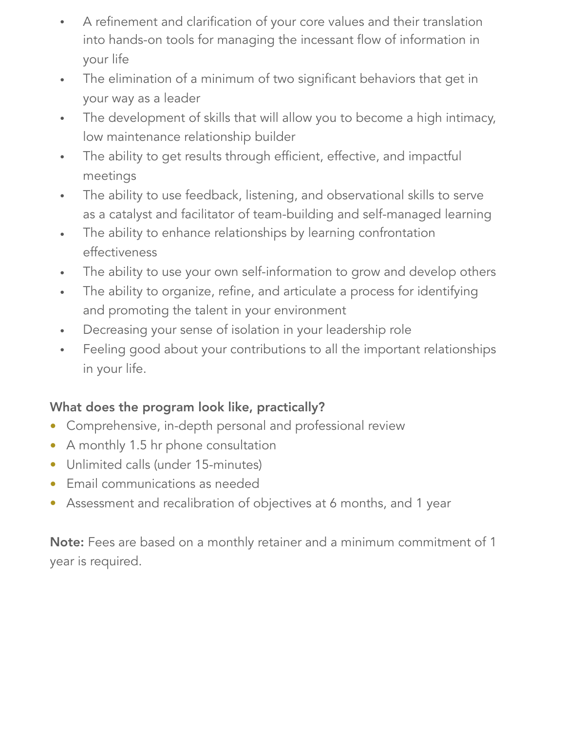- A refinement and clarification of your core values and their translation into hands-on tools for managing the incessant flow of information in your life
- The elimination of a minimum of two significant behaviors that get in your way as a leader
- The development of skills that will allow you to become a high intimacy, low maintenance relationship builder
- The ability to get results through efficient, effective, and impactful meetings
- The ability to use feedback, listening, and observational skills to serve as a catalyst and facilitator of team-building and self-managed learning
- The ability to enhance relationships by learning confrontation effectiveness
- The ability to use your own self-information to grow and develop others
- The ability to organize, refine, and articulate a process for identifying and promoting the talent in your environment
- Decreasing your sense of isolation in your leadership role
- Feeling good about your contributions to all the important relationships in your life.

**What does the program look like, practically?**

- Comprehensive, in-depth personal and professional review
- A monthly 1.5 hr phone consultation
- Unlimited calls (under 15-minutes)
- Email communications as needed
- Assessment and recalibration of objectives at 6 months, and 1 year

**Note:** Fees are based on a monthly retainer and a minimum commitment of 1 year is required.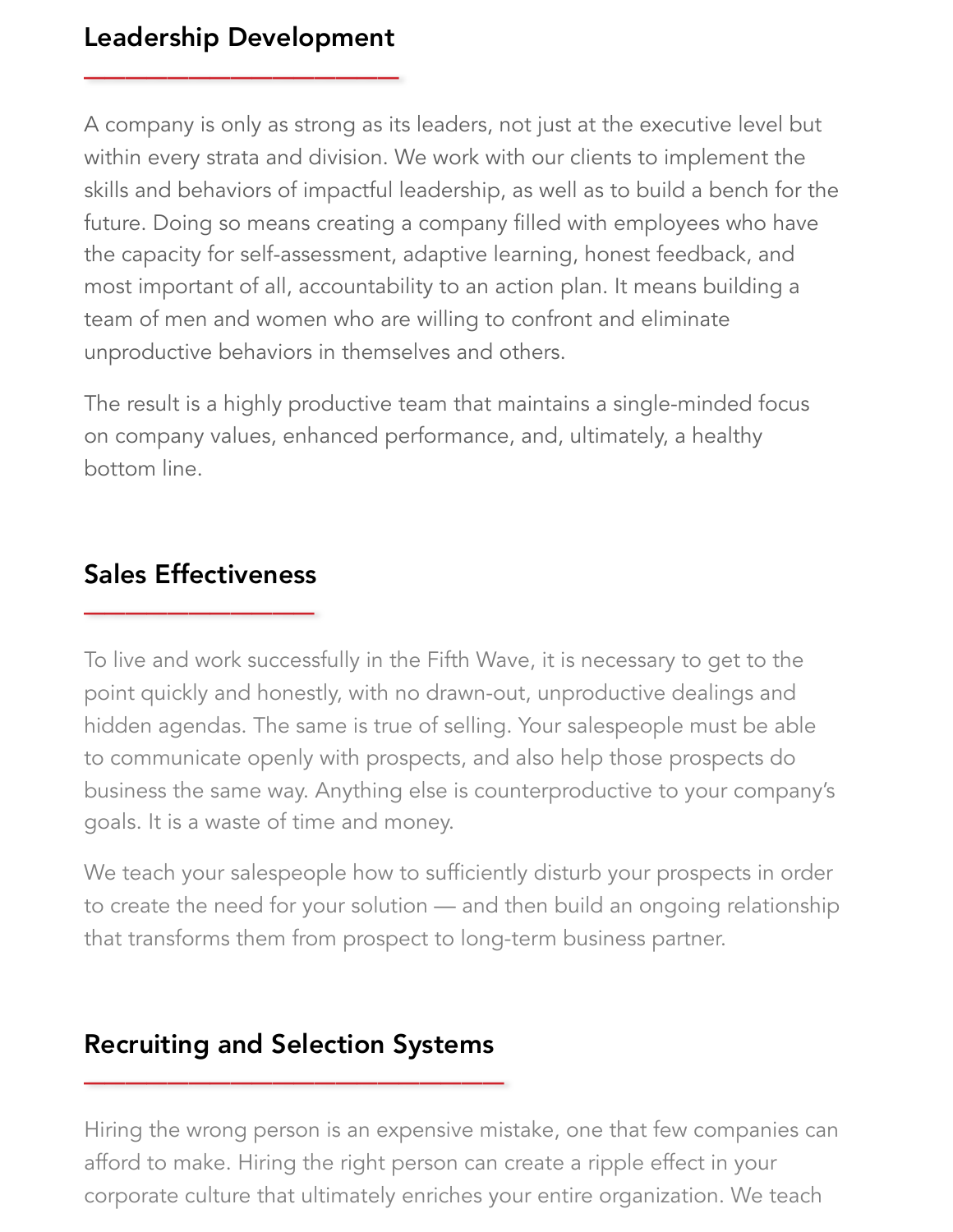## Leadership Development

A company is only as strong as its leaders, not just at the executive level but within every strata and division. We work with our clients to implement the skills and behaviors of impactful leadership, as well as to build a bench for the future. Doing so means creating a company filled with employees who have the capacity for self-assessment, adaptive learning, honest feedback, and most important of all, accountability to an action plan. It means building a team of men and women who are willing to confront and eliminate unproductive behaviors in themselves and others.

The result is a highly productive team that maintains a single-minded focus on company values, enhanced performance, and, ultimately, a healthy bottom line.

## Sales Effectiveness

To live and work successfully in the Fifth Wave, it is necessary to get to the point quickly and honestly, with no drawn-out, unproductive dealings and hidden agendas. The same is true of selling. Your salespeople must be able to communicate openly with prospects, and also help those prospects do business the same way. Anything else is counterproductive to your company's goals. It is a waste of time and money.

We teach your salespeople how to sufficiently disturb your prospects in order to create the need for your solution — and then build an ongoing relationship that transforms them from prospect to long-term business partner.

## Recruiting and Selection Systems

Hiring the wrong person is an expensive mistake, one that few companies can afford to make. Hiring the right person can create a ripple effect in your corporate culture that ultimately enriches your entire organization. We teach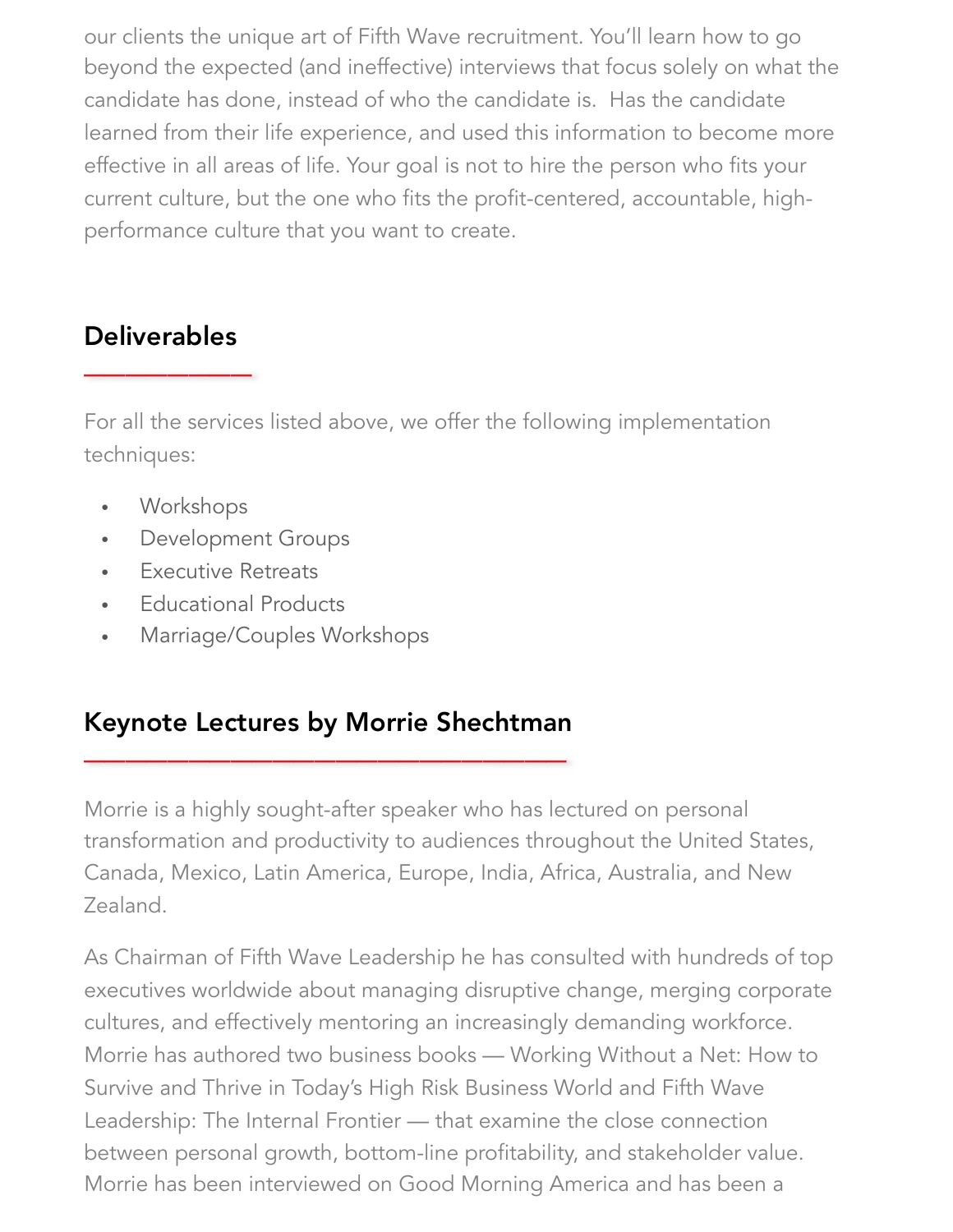our clients the unique art of Fifth Wave recruitment. You'll learn how to go beyond the expected (and ineffective) interviews that focus solely on what the candidate has done, instead of who the candidate is. Has the candidate learned from their life experience, and used this information to become more effective in all areas of life. Your goal is not to hire the person who fits your current culture, but the one who fits the profit-centered, accountable, high-performance culture that you want to create.

## Deliverables

For all the services listed above, we offer the following implementation techniques:

- Workshops
- Development Groups
- Executive Retreats
- Educational Products
- Marriage/Couples Workshops

## Keynote Lectures by Morrie Shechtman

Morrie is a highly sought-after speaker who has lectured on personal transformation and productivity to audiences throughout the United States, Canada, Mexico, Latin America, Europe, India, Africa, Australia, and New Zealand.

As Chairman of Fifth Wave Leadership he has consulted with hundreds of top executives worldwide about managing disruptive change, merging corporate cultures, and effectively mentoring an increasingly demanding workforce. Morrie has authored two business books — Working Without a Net: How to Survive and Thrive in Today's High Risk Business World and Fifth Wave Leadership: The Internal Frontier — that examine the close connection between personal growth, bottom-line profitability, and stakeholder value. Morrie has been interviewed on Good Morning America and has been a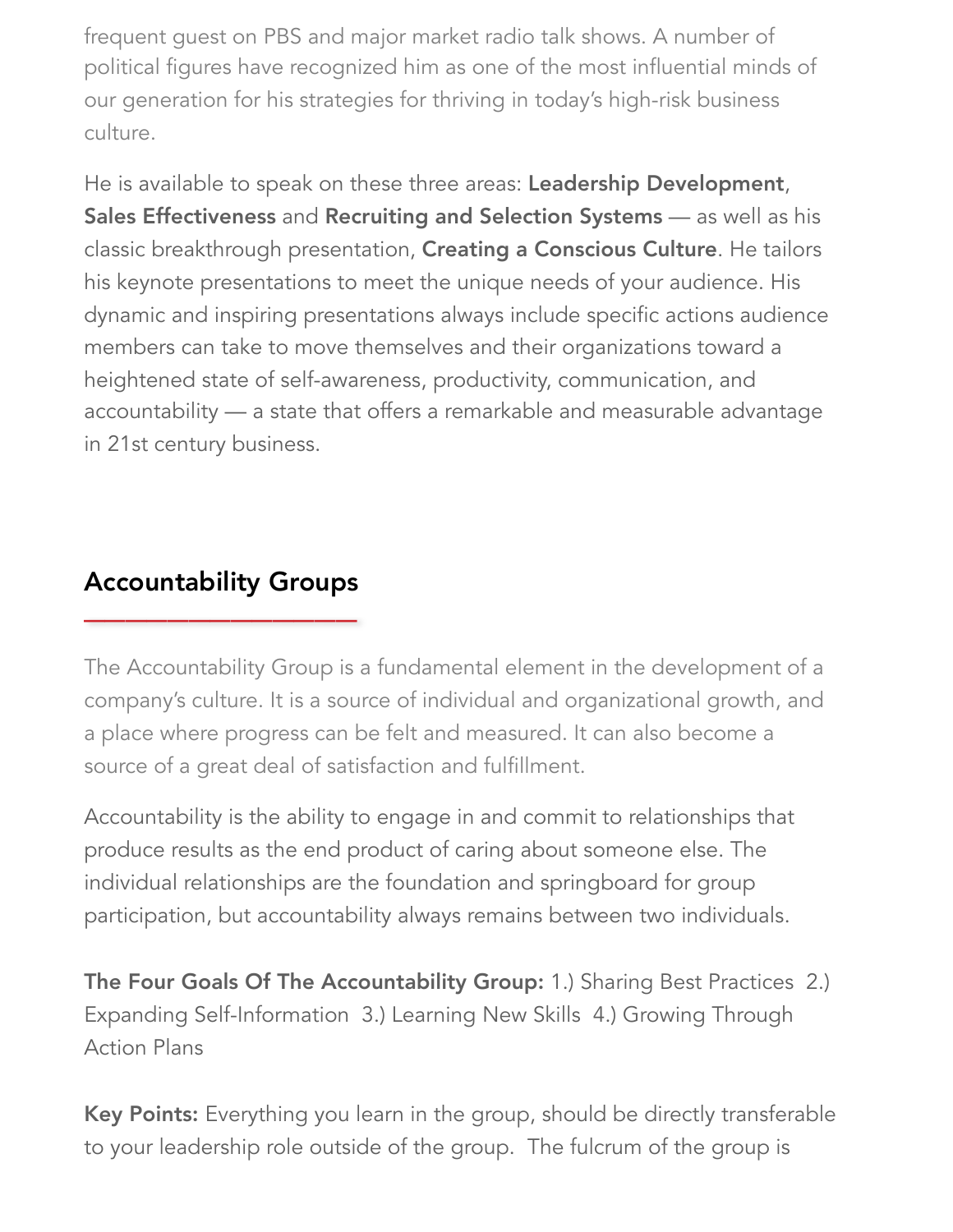frequent guest on PBS and major market radio talk shows. A number of political figures have recognized him as one of the most influential minds of our generation for his strategies for thriving in today's high-risk business culture.

He is available to speak on these three areas: **Leadership Development**, **Sales Effectiveness** and **Recruiting and Selection Systems** — as well as his classic breakthrough presentation, **Creating a Conscious Culture**. He tailors his keynote presentations to meet the unique needs of your audience. His dynamic and inspiring presentations always include specific actions audience members can take to move themselves and their organizations toward a heightened state of self-awareness, productivity, communication, and accountability — a state that offers a remarkable and measurable advantage in 21st century business.

## Accountability Groups

The Accountability Group is a fundamental element in the development of a company's culture. It is a source of individual and organizational growth, and a place where progress can be felt and measured. It can also become a source of a great deal of satisfaction and fulfillment.

Accountability is the ability to engage in and commit to relationships that produce results as the end product of caring about someone else. The individual relationships are the foundation and springboard for group participation, but accountability always remains between two individuals.

**The Four Goals Of The Accountability Group:** 1.) Sharing Best Practices 2.) Expanding Self-Information 3.) Learning New Skills 4.) Growing Through Action Plans

**Key Points:** Everything you learn in the group, should be directly transferable to your leadership role outside of the group. The fulcrum of the group is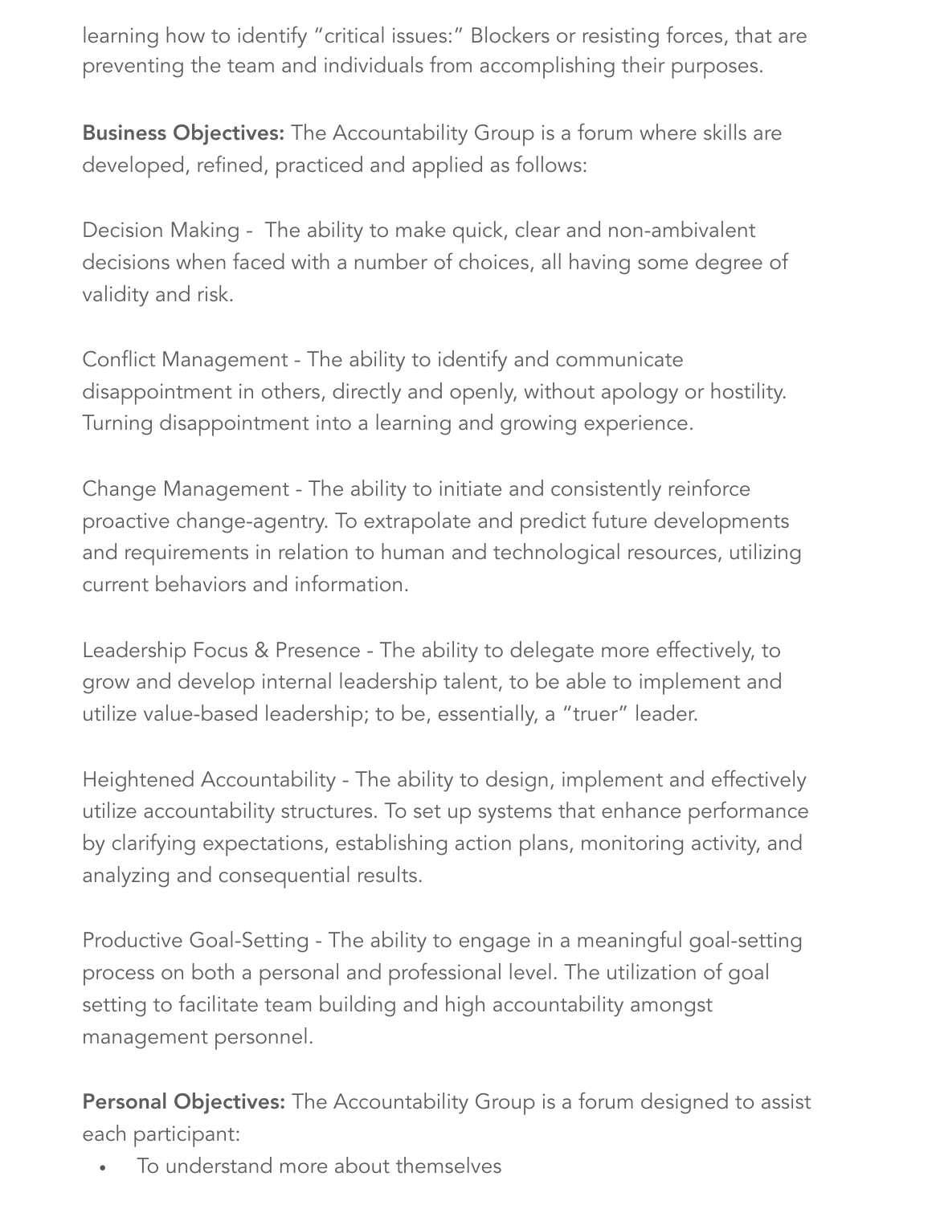learning how to identify "critical issues:" Blockers or resisting forces, that are preventing the team and individuals from accomplishing their purposes.

**Business Objectives:** The Accountability Group is a forum where skills are developed, refined, practiced and applied as follows:

Decision Making - The ability to make quick, clear and non-ambivalent decisions when faced with a number of choices, all having some degree of validity and risk.

Conflict Management - The ability to identify and communicate disappointment in others, directly and openly, without apology or hostility. Turning disappointment into a learning and growing experience.

Change Management - The ability to initiate and consistently reinforce proactive change-agentry. To extrapolate and predict future developments and requirements in relation to human and technological resources, utilizing current behaviors and information.

Leadership Focus & Presence - The ability to delegate more effectively, to grow and develop internal leadership talent, to be able to implement and utilize value-based leadership; to be, essentially, a "truer" leader.

Heightened Accountability - The ability to design, implement and effectively utilize accountability structures. To set up systems that enhance performance by clarifying expectations, establishing action plans, monitoring activity, and analyzing and consequential results.

Productive Goal-Setting - The ability to engage in a meaningful goal-setting process on both a personal and professional level. The utilization of goal setting to facilitate team building and high accountability amongst management personnel.

**Personal Objectives:** The Accountability Group is a forum designed to assist each participant:

- To understand more about themselves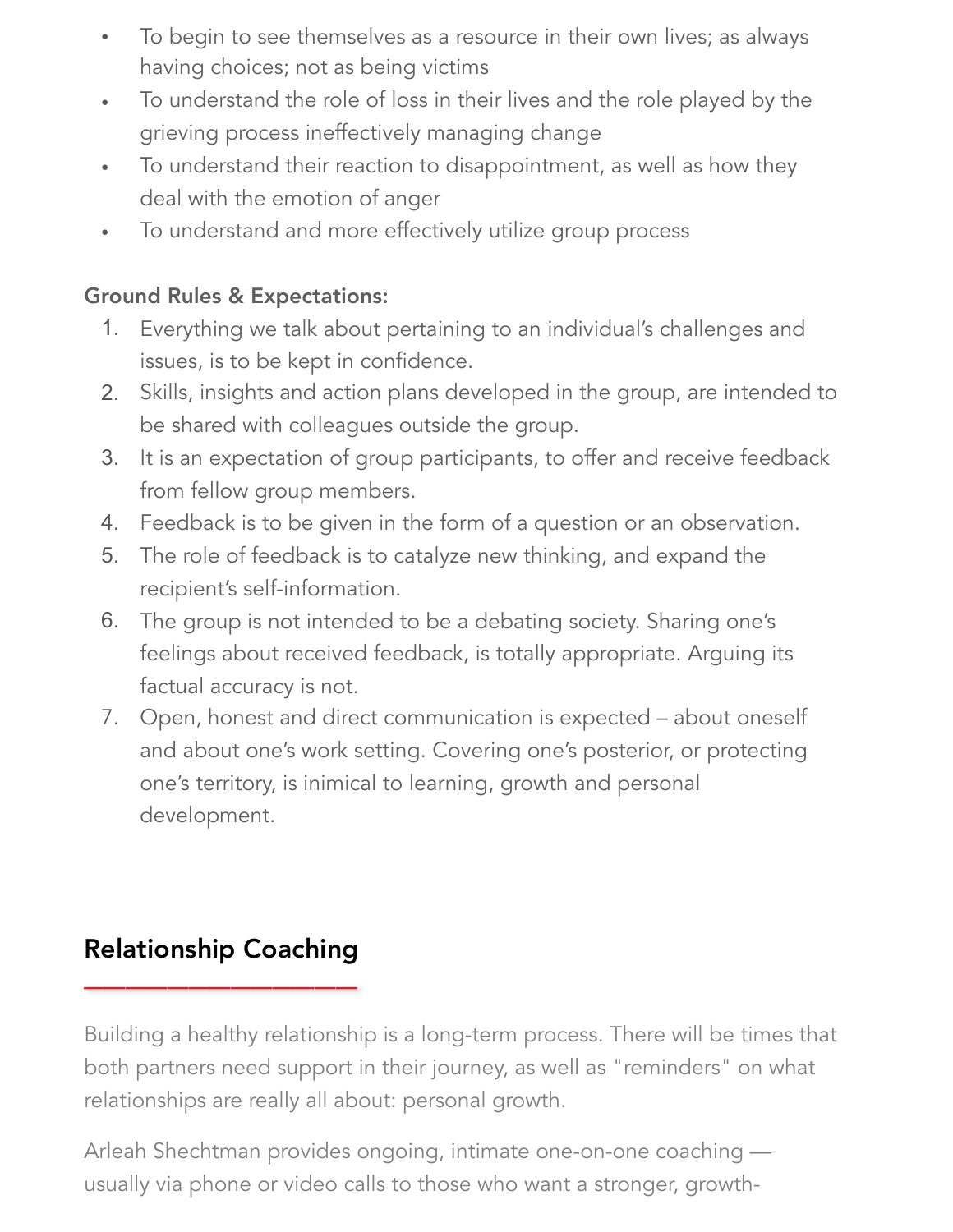- To begin to see themselves as a resource in their own lives; as always having choices; not as being victims
- To understand the role of loss in their lives and the role played by the grieving process ineffectively managing change
- To understand their reaction to disappointment, as well as how they deal with the emotion of anger
- To understand and more effectively utilize group process

**Ground Rules & Expectations:**

1. Everything we talk about pertaining to an individual's challenges and issues, is to be kept in confidence.
2. Skills, insights and action plans developed in the group, are intended to be shared with colleagues outside the group.
3. It is an expectation of group participants, to offer and receive feedback from fellow group members.
4. Feedback is to be given in the form of a question or an observation.
5. The role of feedback is to catalyze new thinking, and expand the recipient's self-information.
6. The group is not intended to be a debating society. Sharing one's feelings about received feedback, is totally appropriate. Arguing its factual accuracy is not.
7. Open, honest and direct communication is expected – about oneself and about one's work setting. Covering one's posterior, or protecting one's territory, is inimical to learning, growth and personal development.

## Relationship Coaching

Building a healthy relationship is a long-term process. There will be times that both partners need support in their journey, as well as "reminders" on what relationships are really all about: personal growth.

Arleah Shechtman provides ongoing, intimate one-on-one coaching — usually via phone or video calls to those who want a stronger, growth-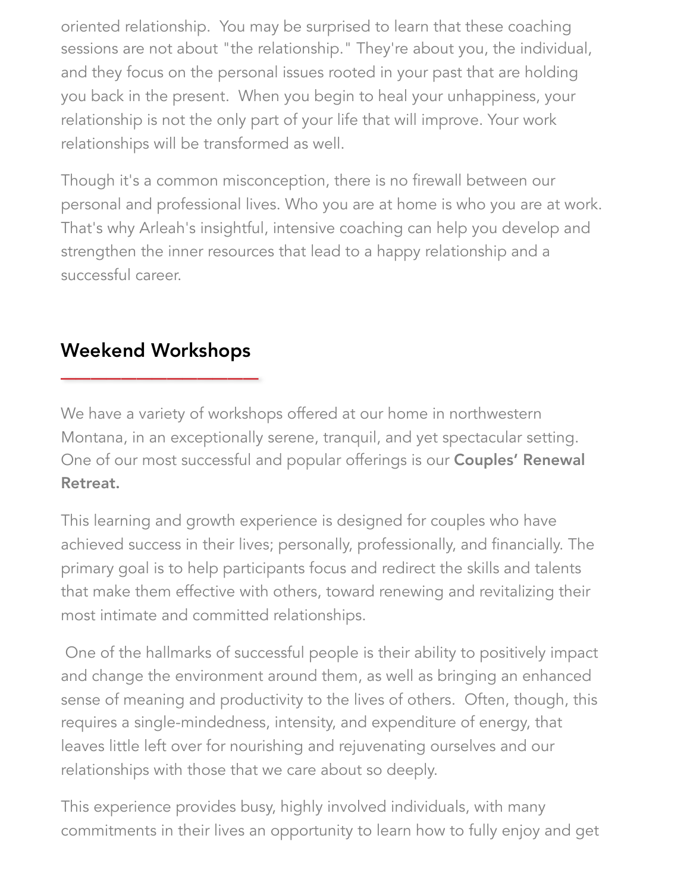oriented relationship. You may be surprised to learn that these coaching sessions are not about "the relationship." They're about you, the individual, and they focus on the personal issues rooted in your past that are holding you back in the present. When you begin to heal your unhappiness, your relationship is not the only part of your life that will improve. Your work relationships will be transformed as well.

Though it's a common misconception, there is no firewall between our personal and professional lives. Who you are at home is who you are at work. That's why Arleah's insightful, intensive coaching can help you develop and strengthen the inner resources that lead to a happy relationship and a successful career.

## Weekend Workshops

We have a variety of workshops offered at our home in northwestern Montana, in an exceptionally serene, tranquil, and yet spectacular setting. One of our most successful and popular offerings is our **Couples' Renewal Retreat.**

This learning and growth experience is designed for couples who have achieved success in their lives; personally, professionally, and financially. The primary goal is to help participants focus and redirect the skills and talents that make them effective with others, toward renewing and revitalizing their most intimate and committed relationships.

One of the hallmarks of successful people is their ability to positively impact and change the environment around them, as well as bringing an enhanced sense of meaning and productivity to the lives of others. Often, though, this requires a single-mindedness, intensity, and expenditure of energy, that leaves little left over for nourishing and rejuvenating ourselves and our relationships with those that we care about so deeply.

This experience provides busy, highly involved individuals, with many commitments in their lives an opportunity to learn how to fully enjoy and get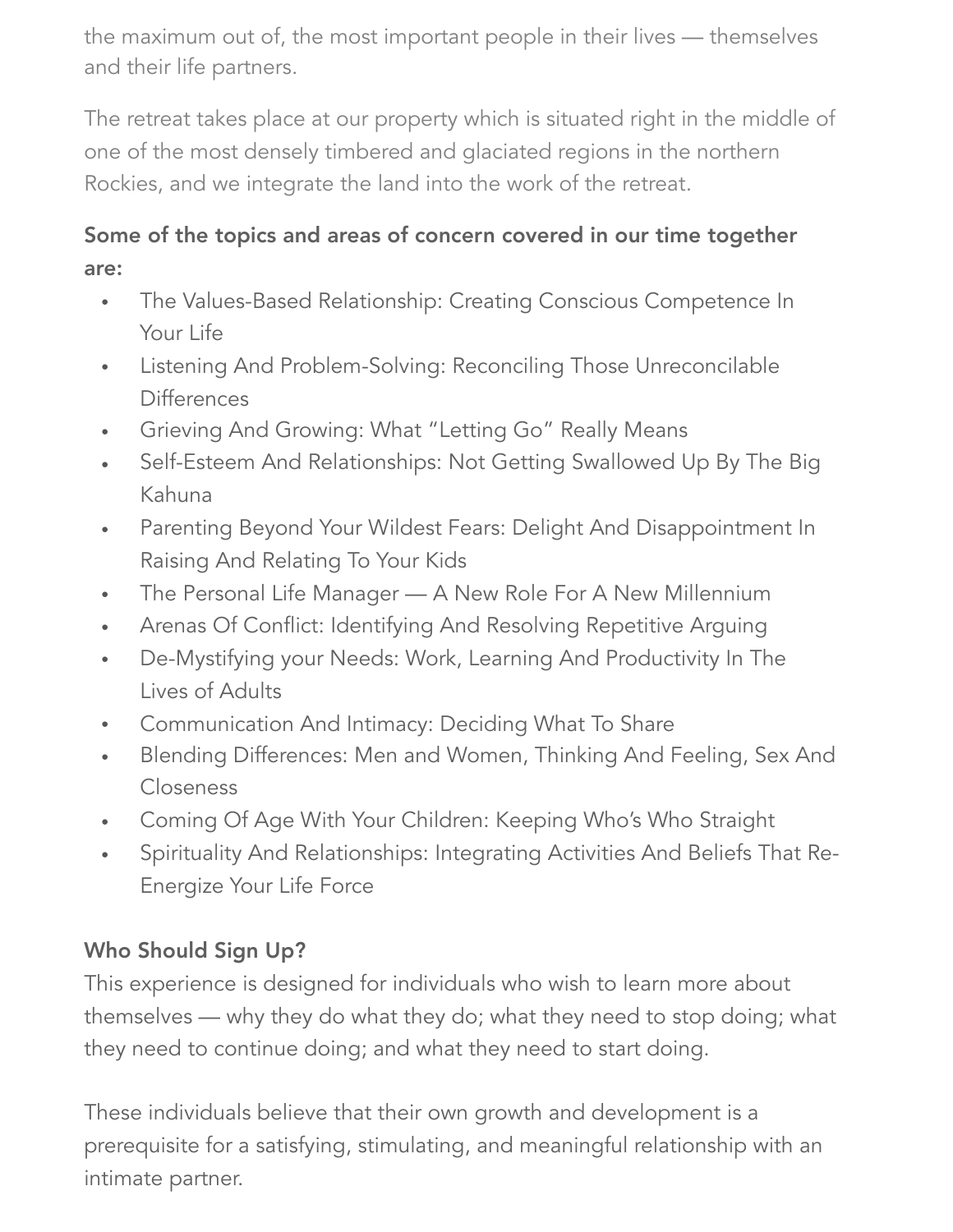the maximum out of, the most important people in their lives — themselves and their life partners.

The retreat takes place at our property which is situated right in the middle of one of the most densely timbered and glaciated regions in the northern Rockies, and we integrate the land into the work of the retreat.

**Some of the topics and areas of concern covered in our time together are:**

- The Values-Based Relationship: Creating Conscious Competence In Your Life
- Listening And Problem-Solving: Reconciling Those Unreconcilable Differences
- Grieving And Growing: What "Letting Go" Really Means
- Self-Esteem And Relationships: Not Getting Swallowed Up By The Big Kahuna
- Parenting Beyond Your Wildest Fears: Delight And Disappointment In Raising And Relating To Your Kids
- The Personal Life Manager — A New Role For A New Millennium
- Arenas Of Conflict: Identifying And Resolving Repetitive Arguing
- De-Mystifying your Needs: Work, Learning And Productivity In The Lives of Adults
- Communication And Intimacy: Deciding What To Share
- Blending Differences: Men and Women, Thinking And Feeling, Sex And Closeness
- Coming Of Age With Your Children: Keeping Who's Who Straight
- Spirituality And Relationships: Integrating Activities And Beliefs That Re-Energize Your Life Force

**Who Should Sign Up?**

This experience is designed for individuals who wish to learn more about themselves — why they do what they do; what they need to stop doing; what they need to continue doing; and what they need to start doing.

These individuals believe that their own growth and development is a prerequisite for a satisfying, stimulating, and meaningful relationship with an intimate partner.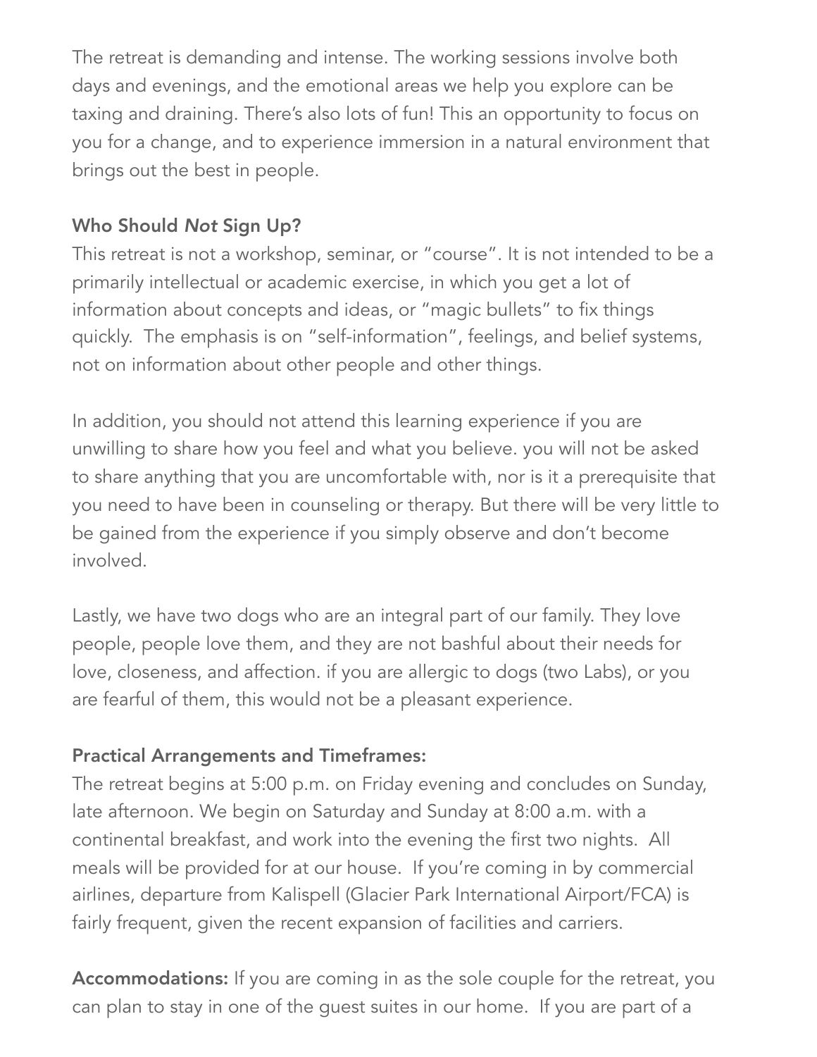The retreat is demanding and intense. The working sessions involve both days and evenings, and the emotional areas we help you explore can be taxing and draining. There's also lots of fun! This an opportunity to focus on you for a change, and to experience immersion in a natural environment that brings out the best in people.

**Who Should *Not* Sign Up?**

This retreat is not a workshop, seminar, or "course". It is not intended to be a primarily intellectual or academic exercise, in which you get a lot of information about concepts and ideas, or "magic bullets" to fix things quickly. The emphasis is on "self-information", feelings, and belief systems, not on information about other people and other things.

In addition, you should not attend this learning experience if you are unwilling to share how you feel and what you believe. you will not be asked to share anything that you are uncomfortable with, nor is it a prerequisite that you need to have been in counseling or therapy. But there will be very little to be gained from the experience if you simply observe and don't become involved.

Lastly, we have two dogs who are an integral part of our family. They love people, people love them, and they are not bashful about their needs for love, closeness, and affection. if you are allergic to dogs (two Labs), or you are fearful of them, this would not be a pleasant experience.

**Practical Arrangements and Timeframes:**

The retreat begins at 5:00 p.m. on Friday evening and concludes on Sunday, late afternoon. We begin on Saturday and Sunday at 8:00 a.m. with a continental breakfast, and work into the evening the first two nights. All meals will be provided for at our house. If you're coming in by commercial airlines, departure from Kalispell (Glacier Park International Airport/FCA) is fairly frequent, given the recent expansion of facilities and carriers.

**Accommodations:** If you are coming in as the sole couple for the retreat, you can plan to stay in one of the guest suites in our home. If you are part of a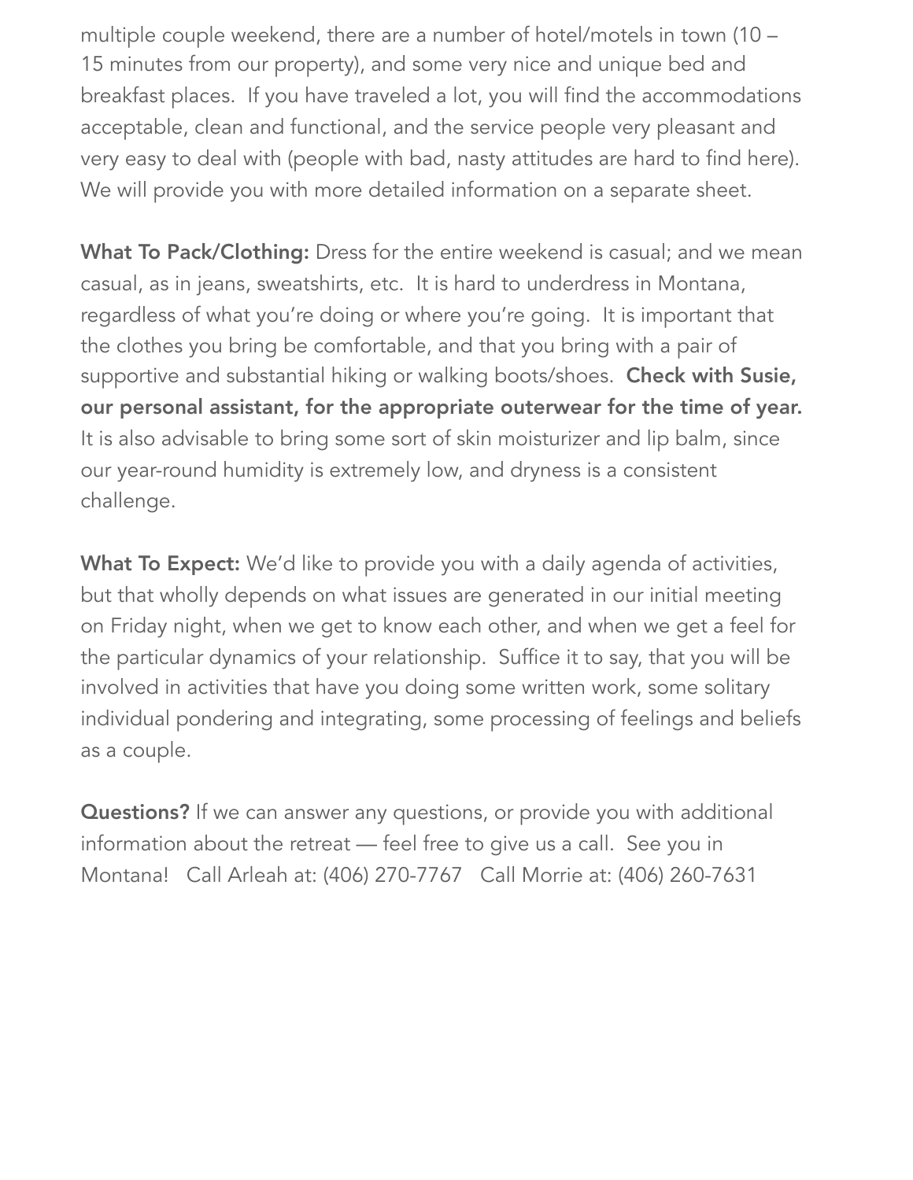multiple couple weekend, there are a number of hotel/motels in town (10 – 15 minutes from our property), and some very nice and unique bed and breakfast places. If you have traveled a lot, you will find the accommodations acceptable, clean and functional, and the service people very pleasant and very easy to deal with (people with bad, nasty attitudes are hard to find here). We will provide you with more detailed information on a separate sheet.

**What To Pack/Clothing:** Dress for the entire weekend is casual; and we mean casual, as in jeans, sweatshirts, etc. It is hard to underdress in Montana, regardless of what you're doing or where you're going. It is important that the clothes you bring be comfortable, and that you bring with a pair of supportive and substantial hiking or walking boots/shoes. **Check with Susie, our personal assistant, for the appropriate outerwear for the time of year.** It is also advisable to bring some sort of skin moisturizer and lip balm, since our year-round humidity is extremely low, and dryness is a consistent challenge.

**What To Expect:** We'd like to provide you with a daily agenda of activities, but that wholly depends on what issues are generated in our initial meeting on Friday night, when we get to know each other, and when we get a feel for the particular dynamics of your relationship. Suffice it to say, that you will be involved in activities that have you doing some written work, some solitary individual pondering and integrating, some processing of feelings and beliefs as a couple.

**Questions?** If we can answer any questions, or provide you with additional information about the retreat — feel free to give us a call. See you in Montana! Call Arleah at: (406) 270-7767 Call Morrie at: (406) 260-7631